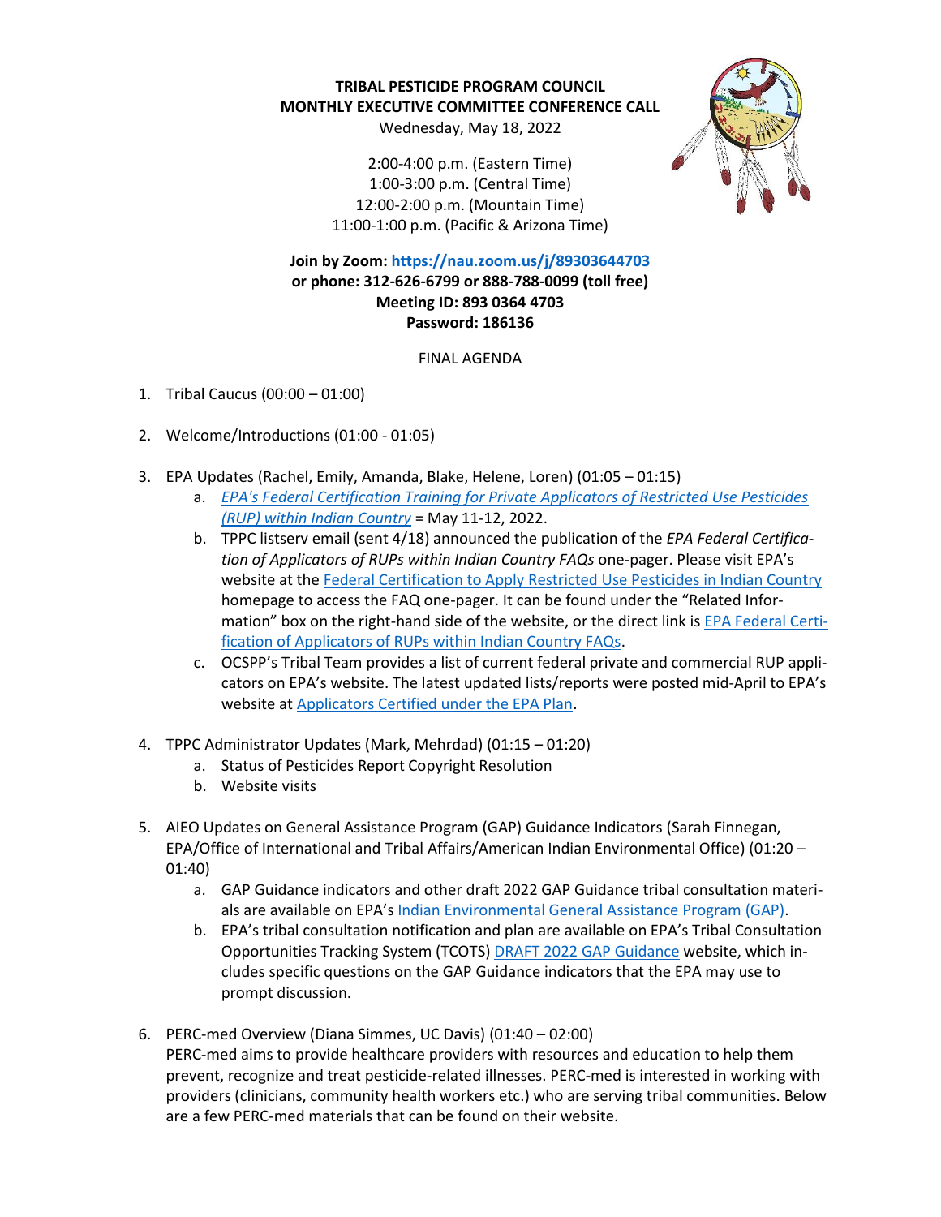**TRIBAL PESTICIDE PROGRAM COUNCIL**
**MONTHLY EXECUTIVE COMMITTEE CONFERENCE CALL**
Wednesday, May 18, 2022

2:00-4:00 p.m. (Eastern Time)
1:00-3:00 p.m. (Central Time)
12:00-2:00 p.m. (Mountain Time)
11:00-1:00 p.m. (Pacific & Arizona Time)

**Join by Zoom: https://nau.zoom.us/j/89303644703**
**or phone: 312-626-6799 or 888-788-0099 (toll free)**
**Meeting ID: 893 0364 4703**
**Password: 186136**

FINAL AGENDA

1. Tribal Caucus (00:00 – 01:00)

2. Welcome/Introductions (01:00 - 01:05)

3. EPA Updates (Rachel, Emily, Amanda, Blake, Helene, Loren) (01:05 – 01:15)
   a. *EPA's Federal Certification Training for Private Applicators of Restricted Use Pesticides (RUP) within Indian Country* = May 11-12, 2022.
   b. TPPC listserv email (sent 4/18) announced the publication of the *EPA Federal Certification of Applicators of RUPs within Indian Country FAQs* one-pager. Please visit EPA's website at the Federal Certification to Apply Restricted Use Pesticides in Indian Country homepage to access the FAQ one-pager. It can be found under the "Related Information" box on the right-hand side of the website, or the direct link is EPA Federal Certification of Applicators of RUPs within Indian Country FAQs.
   c. OCSPP's Tribal Team provides a list of current federal private and commercial RUP applicators on EPA's website. The latest updated lists/reports were posted mid-April to EPA's website at Applicators Certified under the EPA Plan.

4. TPPC Administrator Updates (Mark, Mehrdad) (01:15 – 01:20)
   a. Status of Pesticides Report Copyright Resolution
   b. Website visits

5. AIEO Updates on General Assistance Program (GAP) Guidance Indicators (Sarah Finnegan, EPA/Office of International and Tribal Affairs/American Indian Environmental Office) (01:20 – 01:40)
   a. GAP Guidance indicators and other draft 2022 GAP Guidance tribal consultation materials are available on EPA's Indian Environmental General Assistance Program (GAP).
   b. EPA's tribal consultation notification and plan are available on EPA's Tribal Consultation Opportunities Tracking System (TCOTS) DRAFT 2022 GAP Guidance website, which includes specific questions on the GAP Guidance indicators that the EPA may use to prompt discussion.

6. PERC-med Overview (Diana Simmes, UC Davis) (01:40 – 02:00)
   PERC-med aims to provide healthcare providers with resources and education to help them prevent, recognize and treat pesticide-related illnesses. PERC-med is interested in working with providers (clinicians, community health workers etc.) who are serving tribal communities. Below are a few PERC-med materials that can be found on their website.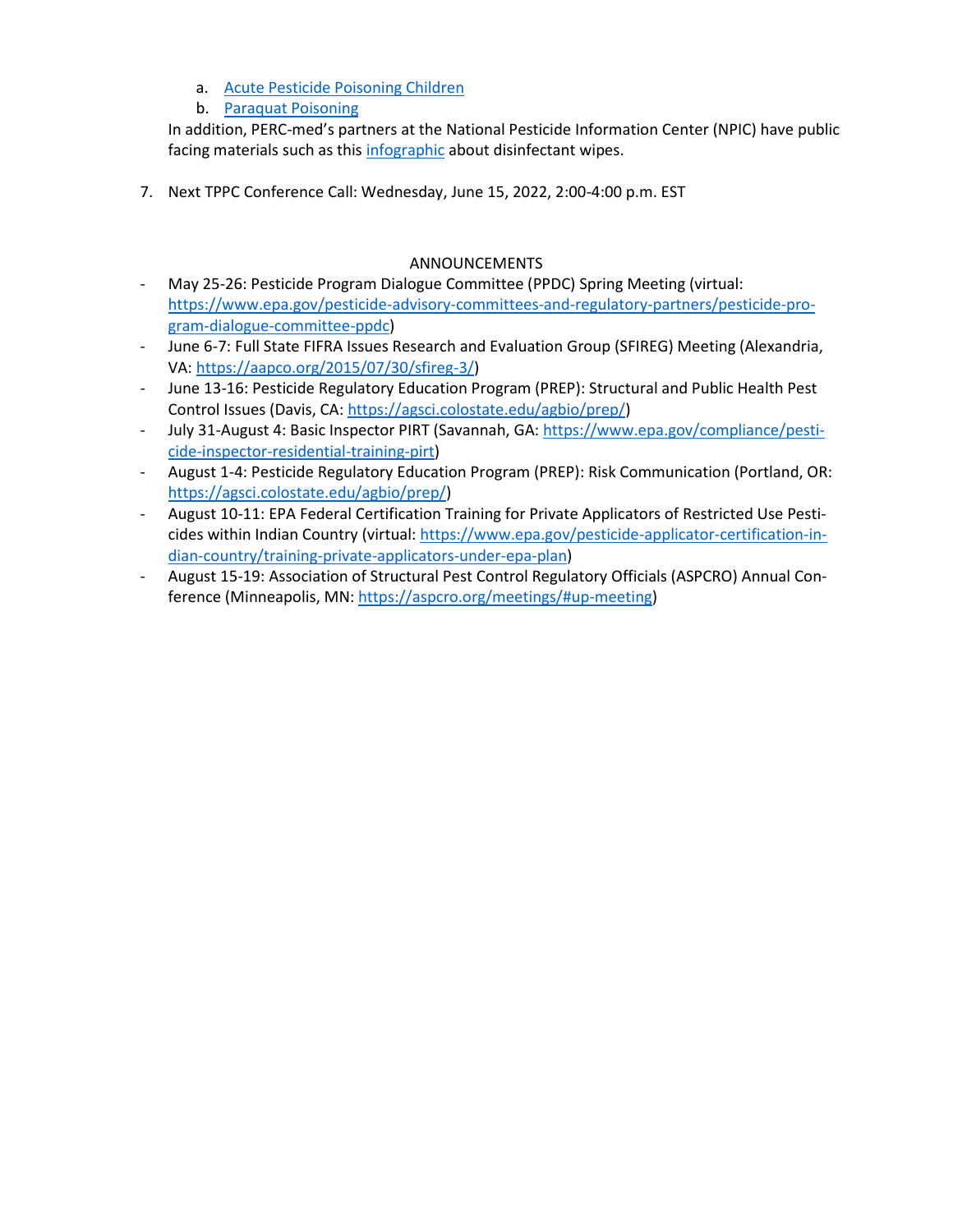a. [Acute Pesticide Poisoning Children]
   b. [Paraquat Poisoning]

   In addition, PERC-med's partners at the National Pesticide Information Center (NPIC) have public facing materials such as this [infographic] about disinfectant wipes.

7. Next TPPC Conference Call: Wednesday, June 15, 2022, 2:00-4:00 p.m. EST

ANNOUNCEMENTS

- May 25-26: Pesticide Program Dialogue Committee (PPDC) Spring Meeting (virtual: https://www.epa.gov/pesticide-advisory-committees-and-regulatory-partners/pesticide-program-dialogue-committee-ppdc)
- June 6-7: Full State FIFRA Issues Research and Evaluation Group (SFIREG) Meeting (Alexandria, VA: https://aapco.org/2015/07/30/sfireg-3/)
- June 13-16: Pesticide Regulatory Education Program (PREP): Structural and Public Health Pest Control Issues (Davis, CA: https://agsci.colostate.edu/agbio/prep/)
- July 31-August 4: Basic Inspector PIRT (Savannah, GA: https://www.epa.gov/compliance/pesticide-inspector-residential-training-pirt)
- August 1-4: Pesticide Regulatory Education Program (PREP): Risk Communication (Portland, OR: https://agsci.colostate.edu/agbio/prep/)
- August 10-11: EPA Federal Certification Training for Private Applicators of Restricted Use Pesticides within Indian Country (virtual: https://www.epa.gov/pesticide-applicator-certification-indian-country/training-private-applicators-under-epa-plan)
- August 15-19: Association of Structural Pest Control Regulatory Officials (ASPCRO) Annual Conference (Minneapolis, MN: https://aspcro.org/meetings/#up-meeting)